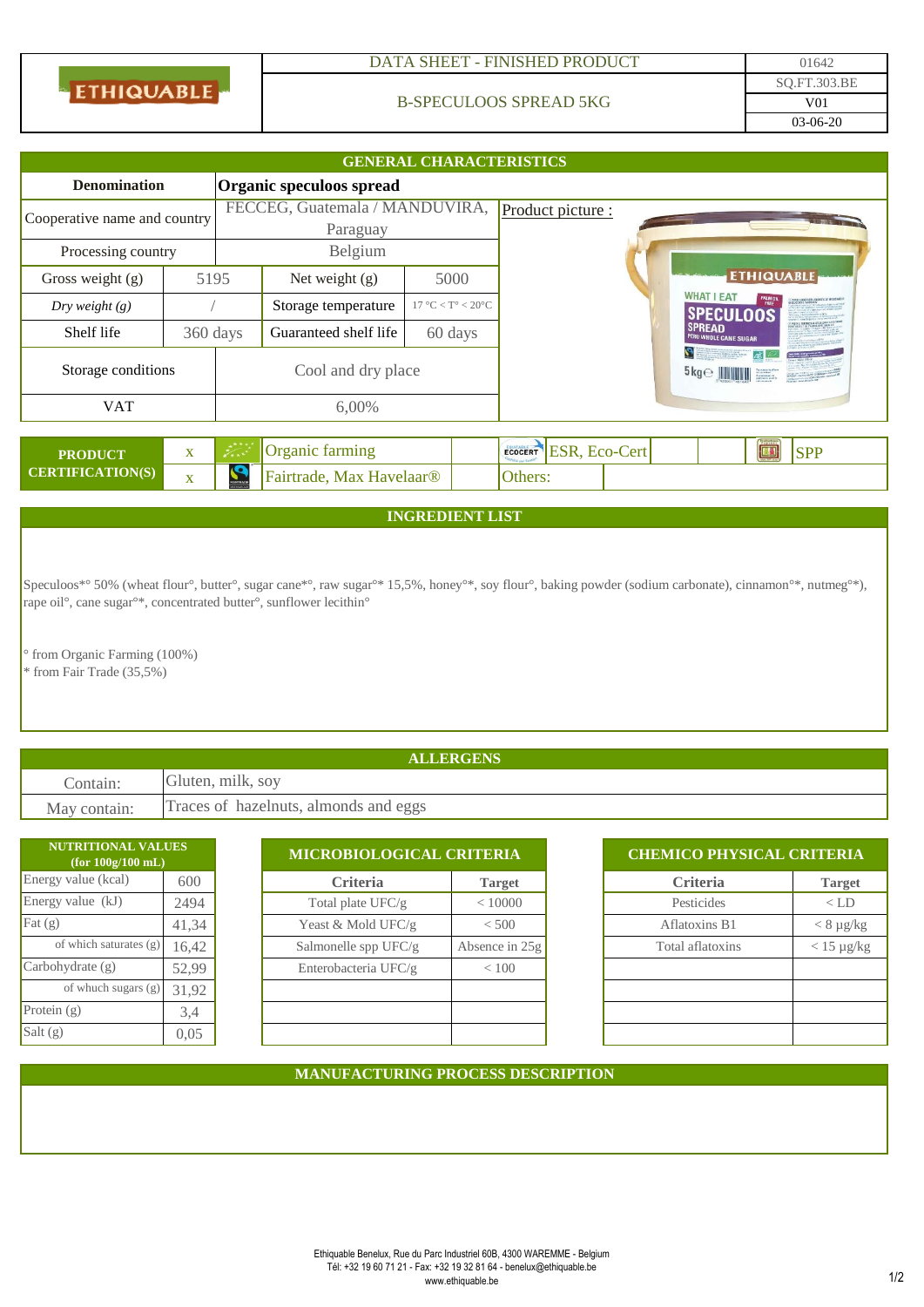| ETHIQUABLE | DATA SHEET - FINISHED PRODUCT | 01642 |
|---|---|---|
| | B-SPECULOOS SPREAD 5KG | SQ.FT.303.BE |
| | | V01 |
| | | 03-06-20 |

## GENERAL CHARACTERISTICS

| Denomination | Organic speculoos spread | | | |
|---|---|---|---|---|
| Cooperative name and country | FECCEG, Guatemala / MANDUVIRA, Paraguay | | | Product picture : |
| Processing country | Belgium | | | |
| Gross weight (g) | 5195 | Net weight (g) | 5000 | |
| *Dry weight (g)* | / | Storage temperature | 17 °C < T° < 20°C | |
| Shelf life | 360 days | Guaranteed shelf life | 60 days | |
| Storage conditions | Cool and dry place | | | |
| VAT | 6,00% | | | |

| PRODUCT CERTIFICATION(S) | x | Organic farming | | ESR, Eco-Cert | | SPP |
|---|---|---|---|---|---|---|
| | x | Fairtrade, Max Havelaar® | | Others: | | |

## INGREDIENT LIST

Speculoos*° 50% (wheat flour°, butter°, sugar cane*°, raw sugar°* 15,5%, honey°*, soy flour°, baking powder (sodium carbonate), cinnamon°*, nutmeg°*), rape oil°, cane sugar°*, concentrated butter°, sunflower lecithin°

° from Organic Farming (100%)
\* from Fair Trade (35,5%)

## ALLERGENS

| Contain: | Gluten, milk, soy |
|---|---|
| May contain: | Traces of hazelnuts, almonds and eggs |

| NUTRITIONAL VALUES (for 100g/100 mL) | |
|---|---|
| Energy value (kcal) | 600 |
| Energy value (kJ) | 2494 |
| Fat (g) | 41,34 |
| of which saturates (g) | 16,42 |
| Carbohydrate (g) | 52,99 |
| of whuch sugars (g) | 31,92 |
| Protein (g) | 3,4 |
| Salt (g) | 0,05 |

| MICROBIOLOGICAL CRITERIA | |
|---|---|
| **Criteria** | **Target** |
| Total plate UFC/g | < 10000 |
| Yeast & Mold UFC/g | < 500 |
| Salmonelle spp UFC/g | Absence in 25g |
| Enterobacteria UFC/g | < 100 |

| CHEMICO PHYSICAL CRITERIA | |
|---|---|
| **Criteria** | **Target** |
| Pesticides | < LD |
| Aflatoxins B1 | < 8 µg/kg |
| Total aflatoxins | < 15 µg/kg |

## MANUFACTURING PROCESS DESCRIPTION

Ethiquable Benelux, Rue du Parc Industriel 60B, 4300 WAREMME - Belgium
Tél: +32 19 60 71 21 - Fax: +32 19 32 81 64 - benelux@ethiquable.be
www.ethiquable.be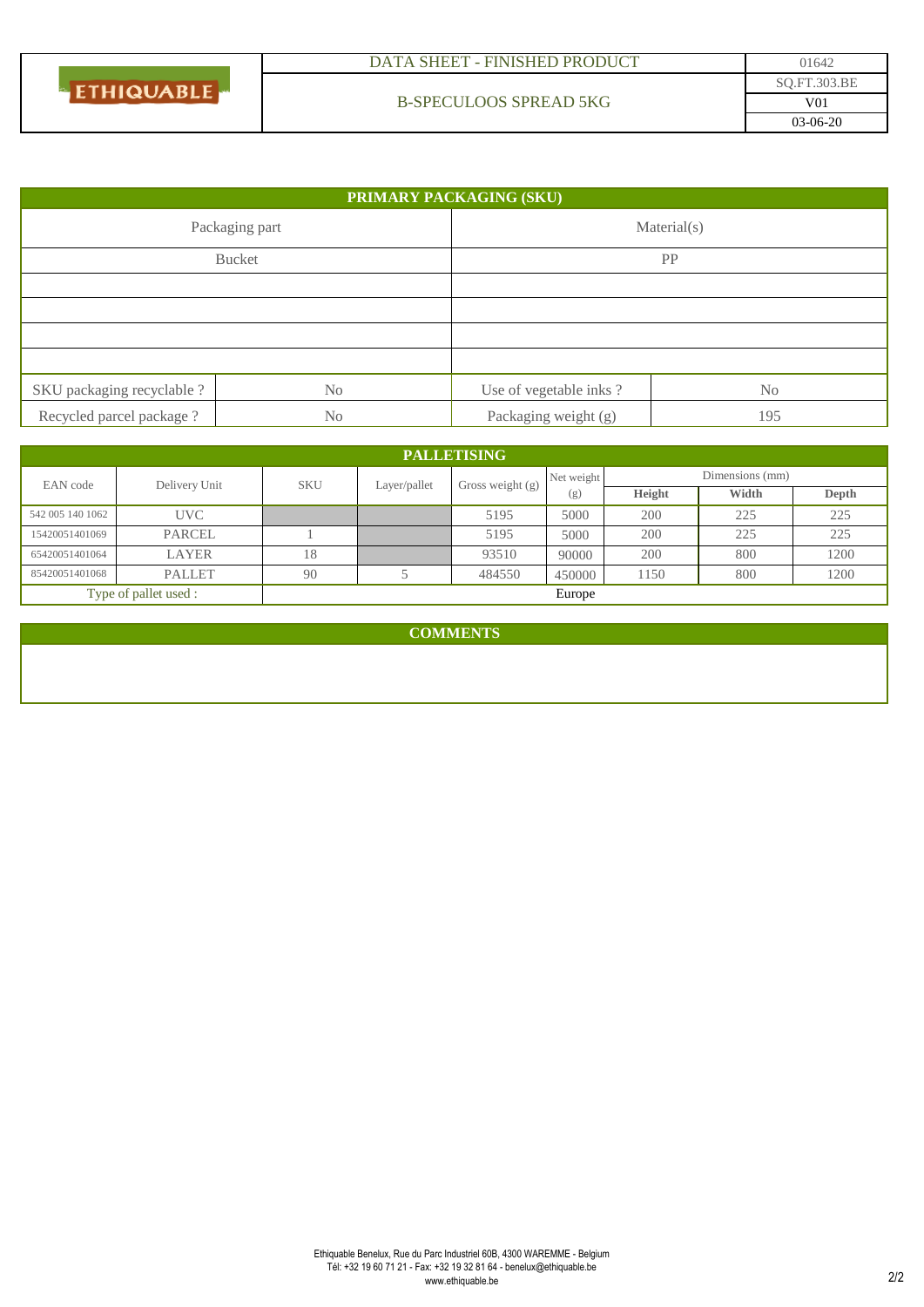| ETHIQUABLE | DATA SHEET - FINISHED PRODUCT | 01642 |
|---|---|---|
| | B-SPECULOOS SPREAD 5KG | SQ.FT.303.BE |
| | | V01 |
| | | 03-06-20 |

## PRIMARY PACKAGING (SKU)

| Packaging part | | Material(s) | |
|---|---|---|---|
| Bucket | | PP | |
| | | | |
| | | | |
| | | | |
| | | | |
| SKU packaging recyclable ? | No | Use of vegetable inks ? | No |
| Recycled parcel package ? | No | Packaging weight (g) | 195 |

## PALLETISING

| EAN code | Delivery Unit | SKU | Layer/pallet | Gross weight (g) | Net weight (g) | Dimensions (mm) | | |
|---|---|---|---|---|---|---|---|---|
| | | | | | | **Height** | **Width** | **Depth** |
| 542 005 140 1062 | UVC | | | 5195 | 5000 | 200 | 225 | 225 |
| 15420051401069 | PARCEL | 1 | | 5195 | 5000 | 200 | 225 | 225 |
| 65420051401064 | LAYER | 18 | | 93510 | 90000 | 200 | 800 | 1200 |
| 85420051401068 | PALLET | 90 | 5 | 484550 | 450000 | 1150 | 800 | 1200 |
| Type of pallet used : | | Europe | | | | | | |

## COMMENTS

Ethiquable Benelux, Rue du Parc Industriel 60B, 4300 WAREMME - Belgium
Tél: +32 19 60 71 21 - Fax: +32 19 32 81 64 - benelux@ethiquable.be
www.ethiquable.be